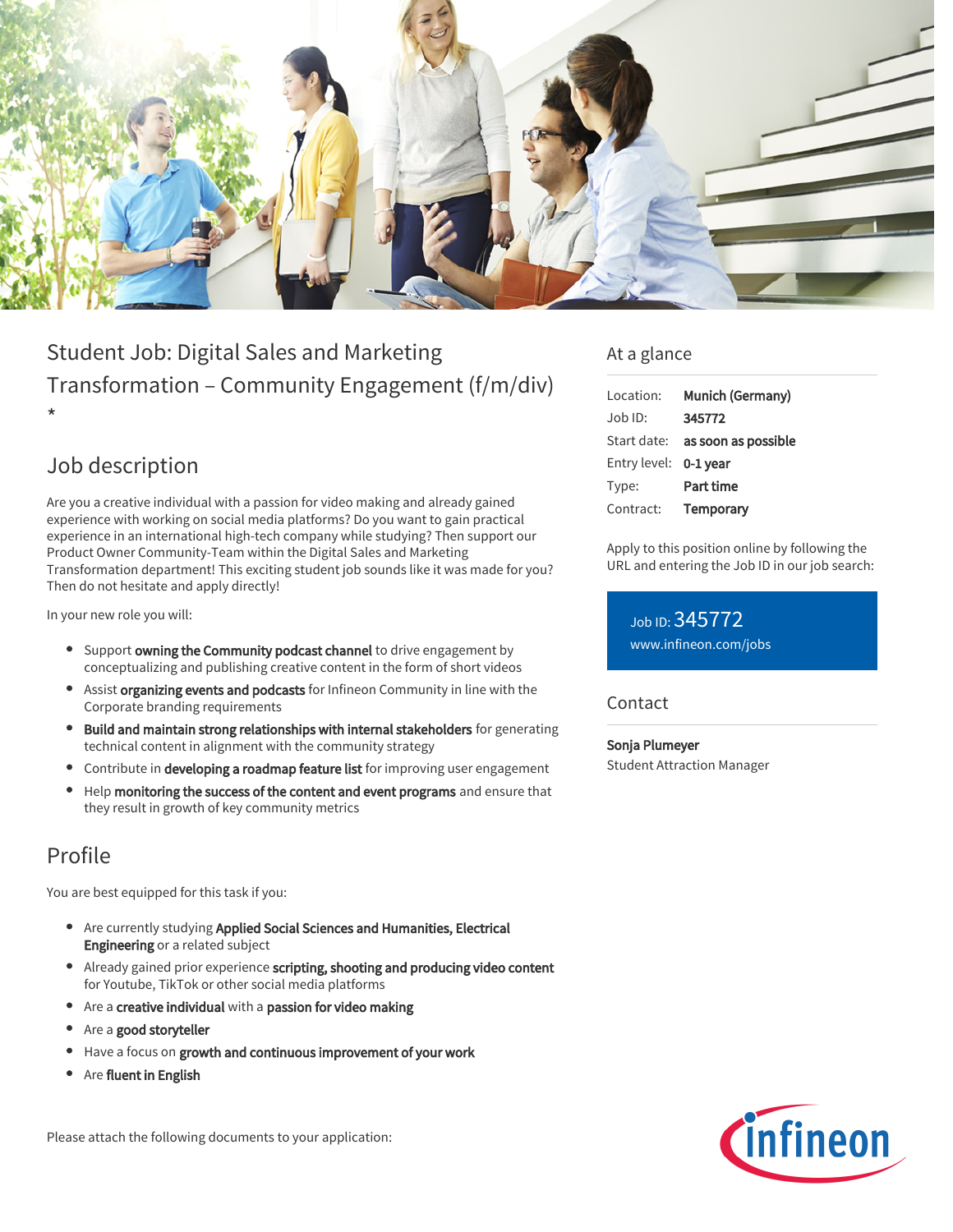# Student Job: Digital Sales and Marketing Transformation – Community Engagement (f/m/div) *

## Job description

Are you a creative individual with a passion for video making and already gained experience with working on social media platforms? Do you want to gain practical experience in an international high-tech company while studying? Then support our Product Owner Community-Team within the Digital Sales and Marketing Transformation department! This exciting student job sounds like it was made for you? Then do not hesitate and apply directly!

In your new role you will:

- Support **owning the Community podcast channel** to drive engagement by conceptualizing and publishing creative content in the form of short videos
- Assist **organizing events and podcasts** for Infineon Community in line with the Corporate branding requirements
- **Build and maintain strong relationships with internal stakeholders** for generating technical content in alignment with the community strategy
- Contribute in **developing a roadmap feature list** for improving user engagement
- Help **monitoring the success of the content and event programs** and ensure that they result in growth of key community metrics

## Profile

You are best equipped for this task if you:

- Are currently studying **Applied Social Sciences and Humanities, Electrical Engineering** or a related subject
- Already gained prior experience **scripting, shooting and producing video content** for Youtube, TikTok or other social media platforms
- Are a **creative individual** with a **passion for video making**
- Are a **good storyteller**
- Have a focus on **growth and continuous improvement of your work**
- Are **fluent in English**

Please attach the following documents to your application:

## At a glance

| | |
|---|---|
| Location: | **Munich (Germany)** |
| Job ID: | **345772** |
| Start date: | **as soon as possible** |
| Entry level: | **0-1 year** |
| Type: | **Part time** |
| Contract: | **Temporary** |

Apply to this position online by following the URL and entering the Job ID in our job search:

Job ID: 345772
www.infineon.com/jobs

## Contact

**Sonja Plumeyer**
Student Attraction Manager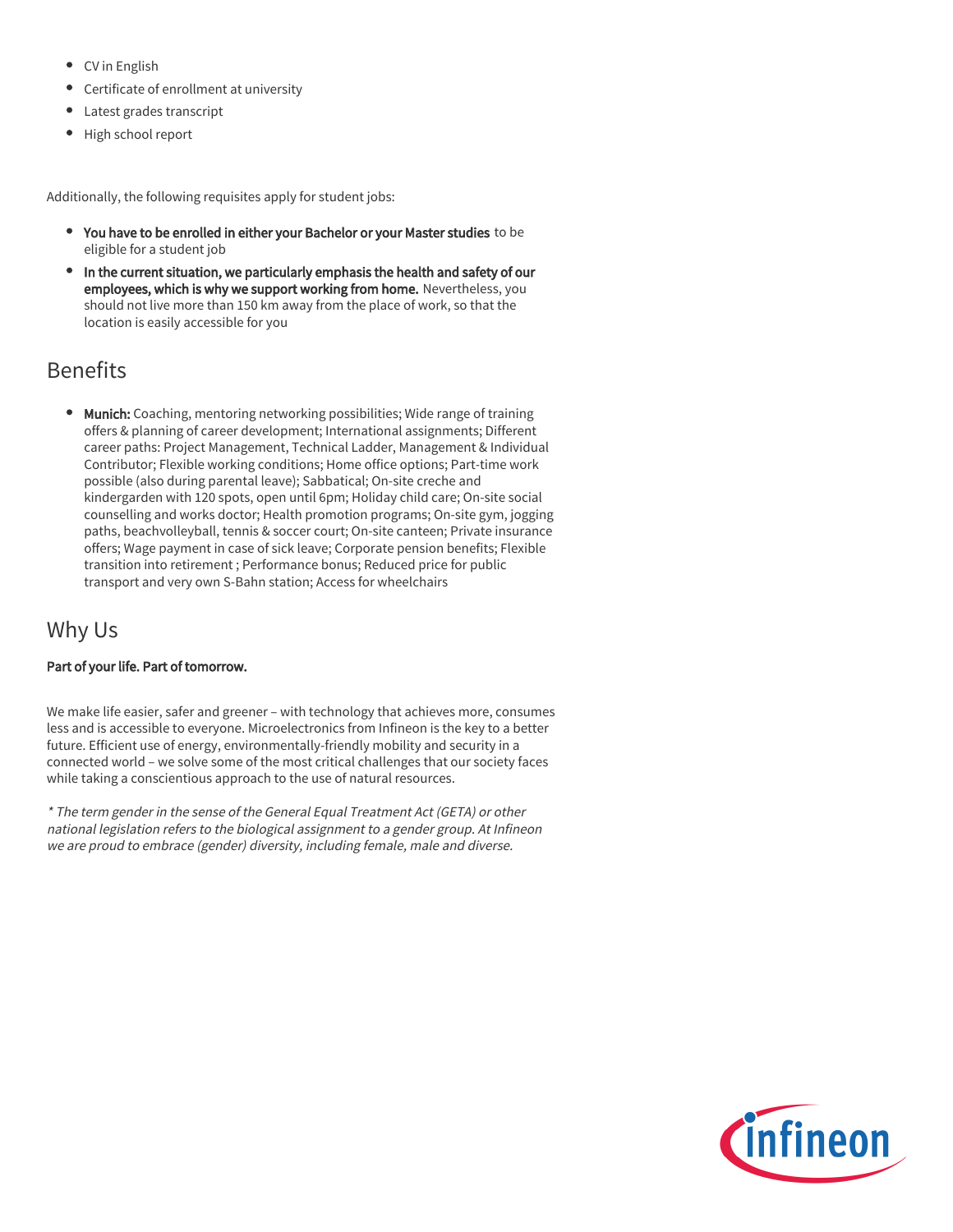- CV in English
- Certificate of enrollment at university
- Latest grades transcript
- High school report

Additionally, the following requisites apply for student jobs:

- **You have to be enrolled in either your Bachelor or your Master studies** to be eligible for a student job
- **In the current situation, we particularly emphasis the health and safety of our employees, which is why we support working from home.** Nevertheless, you should not live more than 150 km away from the place of work, so that the location is easily accessible for you

## Benefits

- **Munich:** Coaching, mentoring networking possibilities; Wide range of training offers & planning of career development; International assignments; Different career paths: Project Management, Technical Ladder, Management & Individual Contributor; Flexible working conditions; Home office options; Part-time work possible (also during parental leave); Sabbatical; On-site creche and kindergarden with 120 spots, open until 6pm; Holiday child care; On-site social counselling and works doctor; Health promotion programs; On-site gym, jogging paths, beachvolleyball, tennis & soccer court; On-site canteen; Private insurance offers; Wage payment in case of sick leave; Corporate pension benefits; Flexible transition into retirement ; Performance bonus; Reduced price for public transport and very own S-Bahn station; Access for wheelchairs

## Why Us

**Part of your life. Part of tomorrow.**

We make life easier, safer and greener – with technology that achieves more, consumes less and is accessible to everyone. Microelectronics from Infineon is the key to a better future. Efficient use of energy, environmentally-friendly mobility and security in a connected world – we solve some of the most critical challenges that our society faces while taking a conscientious approach to the use of natural resources.

*\* The term gender in the sense of the General Equal Treatment Act (GETA) or other national legislation refers to the biological assignment to a gender group. At Infineon we are proud to embrace (gender) diversity, including female, male and diverse.*

infineon